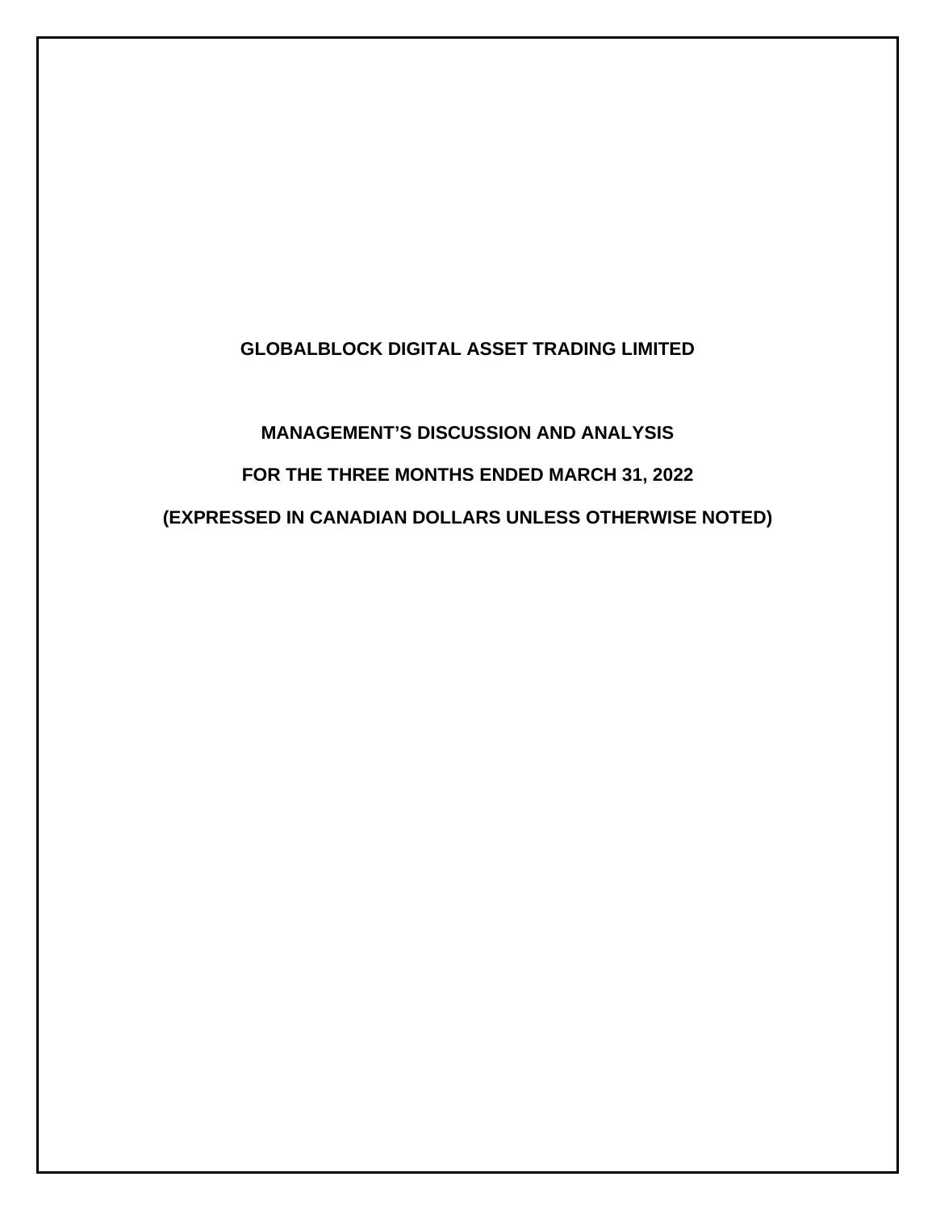# GLOBALBLOCK DIGITAL ASSET TRADING LIMITED

## MANAGEMENT'S DISCUSSION AND ANALYSIS

## FOR THE THREE MONTHS ENDED MARCH 31, 2022

## (EXPRESSED IN CANADIAN DOLLARS UNLESS OTHERWISE NOTED)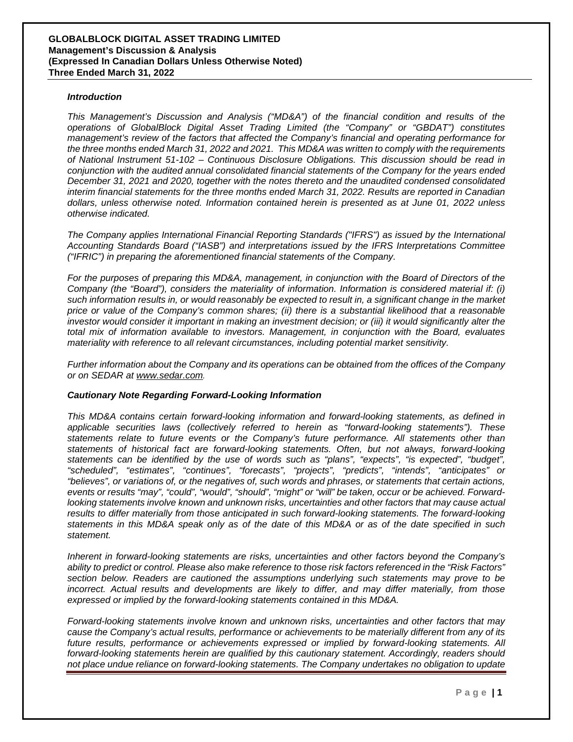### *Introduction*

*This Management's Discussion and Analysis ("MD&A") of the financial condition and results of the operations of GlobalBlock Digital Asset Trading Limited (the "Company" or "GBDAT") constitutes management's review of the factors that affected the Company's financial and operating performance for the three months ended March 31, 2022 and 2021. This MD&A was written to comply with the requirements of National Instrument 51-102 – Continuous Disclosure Obligations. This discussion should be read in conjunction with the audited annual consolidated financial statements of the Company for the years ended December 31, 2021 and 2020, together with the notes thereto and the unaudited condensed consolidated interim financial statements for the three months ended March 31, 2022. Results are reported in Canadian dollars, unless otherwise noted. Information contained herein is presented as at June 01, 2022 unless otherwise indicated.*

*The Company applies International Financial Reporting Standards ("IFRS") as issued by the International Accounting Standards Board ("IASB") and interpretations issued by the IFRS Interpretations Committee ("IFRIC") in preparing the aforementioned financial statements of the Company.*

*For the purposes of preparing this MD&A, management, in conjunction with the Board of Directors of the Company (the "Board"), considers the materiality of information. Information is considered material if: (i) such information results in, or would reasonably be expected to result in, a significant change in the market price or value of the Company's common shares; (ii) there is a substantial likelihood that a reasonable investor would consider it important in making an investment decision; or (iii) it would significantly alter the total mix of information available to investors. Management, in conjunction with the Board, evaluates materiality with reference to all relevant circumstances, including potential market sensitivity.*

*Further information about the Company and its operations can be obtained from the offices of the Company or on SEDAR at www.sedar.com.*

### *Cautionary Note Regarding Forward-Looking Information*

*This MD&A contains certain forward-looking information and forward-looking statements, as defined in applicable securities laws (collectively referred to herein as "forward-looking statements"). These statements relate to future events or the Company's future performance. All statements other than statements of historical fact are forward-looking statements. Often, but not always, forward-looking statements can be identified by the use of words such as "plans", "expects", "is expected", "budget", "scheduled", "estimates", "continues", "forecasts", "projects", "predicts", "intends", "anticipates" or "believes", or variations of, or the negatives of, such words and phrases, or statements that certain actions, events or results "may", "could", "would", "should", "might" or "will" be taken, occur or be achieved. Forward-looking statements involve known and unknown risks, uncertainties and other factors that may cause actual results to differ materially from those anticipated in such forward-looking statements. The forward-looking statements in this MD&A speak only as of the date of this MD&A or as of the date specified in such statement.*

*Inherent in forward-looking statements are risks, uncertainties and other factors beyond the Company's ability to predict or control. Please also make reference to those risk factors referenced in the "Risk Factors" section below. Readers are cautioned the assumptions underlying such statements may prove to be incorrect. Actual results and developments are likely to differ, and may differ materially, from those expressed or implied by the forward-looking statements contained in this MD&A.*

*Forward-looking statements involve known and unknown risks, uncertainties and other factors that may cause the Company's actual results, performance or achievements to be materially different from any of its future results, performance or achievements expressed or implied by forward-looking statements. All forward-looking statements herein are qualified by this cautionary statement. Accordingly, readers should not place undue reliance on forward-looking statements. The Company undertakes no obligation to update*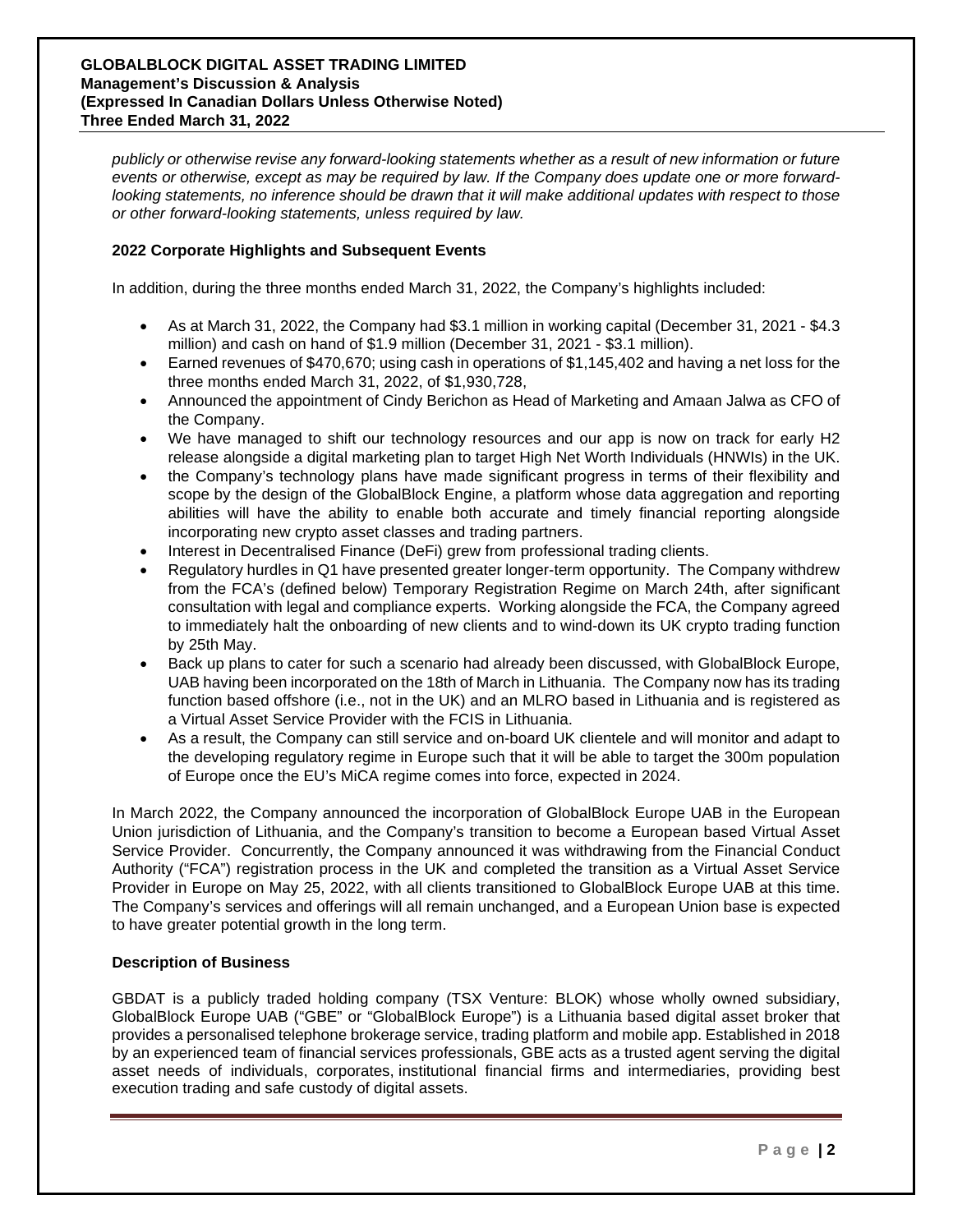*publicly or otherwise revise any forward-looking statements whether as a result of new information or future events or otherwise, except as may be required by law. If the Company does update one or more forward-looking statements, no inference should be drawn that it will make additional updates with respect to those or other forward-looking statements, unless required by law.*

### 2022 Corporate Highlights and Subsequent Events

In addition, during the three months ended March 31, 2022, the Company's highlights included:

- As at March 31, 2022, the Company had $3.1 million in working capital (December 31, 2021 - $4.3 million) and cash on hand of $1.9 million (December 31, 2021 - $3.1 million).
- Earned revenues of $470,670; using cash in operations of $1,145,402 and having a net loss for the three months ended March 31, 2022, of $1,930,728,
- Announced the appointment of Cindy Berichon as Head of Marketing and Amaan Jalwa as CFO of the Company.
- We have managed to shift our technology resources and our app is now on track for early H2 release alongside a digital marketing plan to target High Net Worth Individuals (HNWIs) in the UK.
- the Company's technology plans have made significant progress in terms of their flexibility and scope by the design of the GlobalBlock Engine, a platform whose data aggregation and reporting abilities will have the ability to enable both accurate and timely financial reporting alongside incorporating new crypto asset classes and trading partners.
- Interest in Decentralised Finance (DeFi) grew from professional trading clients.
- Regulatory hurdles in Q1 have presented greater longer-term opportunity. The Company withdrew from the FCA's (defined below) Temporary Registration Regime on March 24th, after significant consultation with legal and compliance experts. Working alongside the FCA, the Company agreed to immediately halt the onboarding of new clients and to wind-down its UK crypto trading function by 25th May.
- Back up plans to cater for such a scenario had already been discussed, with GlobalBlock Europe, UAB having been incorporated on the 18th of March in Lithuania. The Company now has its trading function based offshore (i.e., not in the UK) and an MLRO based in Lithuania and is registered as a Virtual Asset Service Provider with the FCIS in Lithuania.
- As a result, the Company can still service and on-board UK clientele and will monitor and adapt to the developing regulatory regime in Europe such that it will be able to target the 300m population of Europe once the EU's MiCA regime comes into force, expected in 2024.

In March 2022, the Company announced the incorporation of GlobalBlock Europe UAB in the European Union jurisdiction of Lithuania, and the Company's transition to become a European based Virtual Asset Service Provider. Concurrently, the Company announced it was withdrawing from the Financial Conduct Authority ("FCA") registration process in the UK and completed the transition as a Virtual Asset Service Provider in Europe on May 25, 2022, with all clients transitioned to GlobalBlock Europe UAB at this time. The Company's services and offerings will all remain unchanged, and a European Union base is expected to have greater potential growth in the long term.

### Description of Business

GBDAT is a publicly traded holding company (TSX Venture: BLOK) whose wholly owned subsidiary, GlobalBlock Europe UAB ("GBE" or "GlobalBlock Europe") is a Lithuania based digital asset broker that provides a personalised telephone brokerage service, trading platform and mobile app. Established in 2018 by an experienced team of financial services professionals, GBE acts as a trusted agent serving the digital asset needs of individuals, corporates, institutional financial firms and intermediaries, providing best execution trading and safe custody of digital assets.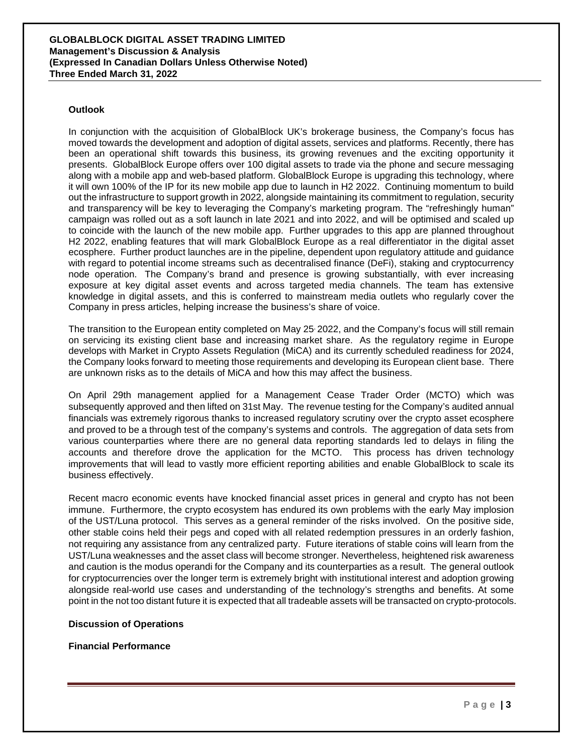## Outlook

In conjunction with the acquisition of GlobalBlock UK's brokerage business, the Company's focus has moved towards the development and adoption of digital assets, services and platforms. Recently, there has been an operational shift towards this business, its growing revenues and the exciting opportunity it presents. GlobalBlock Europe offers over 100 digital assets to trade via the phone and secure messaging along with a mobile app and web-based platform. GlobalBlock Europe is upgrading this technology, where it will own 100% of the IP for its new mobile app due to launch in H2 2022. Continuing momentum to build out the infrastructure to support growth in 2022, alongside maintaining its commitment to regulation, security and transparency will be key to leveraging the Company's marketing program. The "refreshingly human" campaign was rolled out as a soft launch in late 2021 and into 2022, and will be optimised and scaled up to coincide with the launch of the new mobile app. Further upgrades to this app are planned throughout H2 2022, enabling features that will mark GlobalBlock Europe as a real differentiator in the digital asset ecosphere. Further product launches are in the pipeline, dependent upon regulatory attitude and guidance with regard to potential income streams such as decentralised finance (DeFi), staking and cryptocurrency node operation. The Company's brand and presence is growing substantially, with ever increasing exposure at key digital asset events and across targeted media channels. The team has extensive knowledge in digital assets, and this is conferred to mainstream media outlets who regularly cover the Company in press articles, helping increase the business's share of voice.

The transition to the European entity completed on May 25, 2022, and the Company's focus will still remain on servicing its existing client base and increasing market share. As the regulatory regime in Europe develops with Market in Crypto Assets Regulation (MiCA) and its currently scheduled readiness for 2024, the Company looks forward to meeting those requirements and developing its European client base. There are unknown risks as to the details of MiCA and how this may affect the business.

On April 29th management applied for a Management Cease Trader Order (MCTO) which was subsequently approved and then lifted on 31st May. The revenue testing for the Company's audited annual financials was extremely rigorous thanks to increased regulatory scrutiny over the crypto asset ecosphere and proved to be a through test of the company's systems and controls. The aggregation of data sets from various counterparties where there are no general data reporting standards led to delays in filing the accounts and therefore drove the application for the MCTO. This process has driven technology improvements that will lead to vastly more efficient reporting abilities and enable GlobalBlock to scale its business effectively.

Recent macro economic events have knocked financial asset prices in general and crypto has not been immune. Furthermore, the crypto ecosystem has endured its own problems with the early May implosion of the UST/Luna protocol. This serves as a general reminder of the risks involved. On the positive side, other stable coins held their pegs and coped with all related redemption pressures in an orderly fashion, not requiring any assistance from any centralized party. Future iterations of stable coins will learn from the UST/Luna weaknesses and the asset class will become stronger. Nevertheless, heightened risk awareness and caution is the modus operandi for the Company and its counterparties as a result. The general outlook for cryptocurrencies over the longer term is extremely bright with institutional interest and adoption growing alongside real-world use cases and understanding of the technology's strengths and benefits. At some point in the not too distant future it is expected that all tradeable assets will be transacted on crypto-protocols.

## Discussion of Operations

### Financial Performance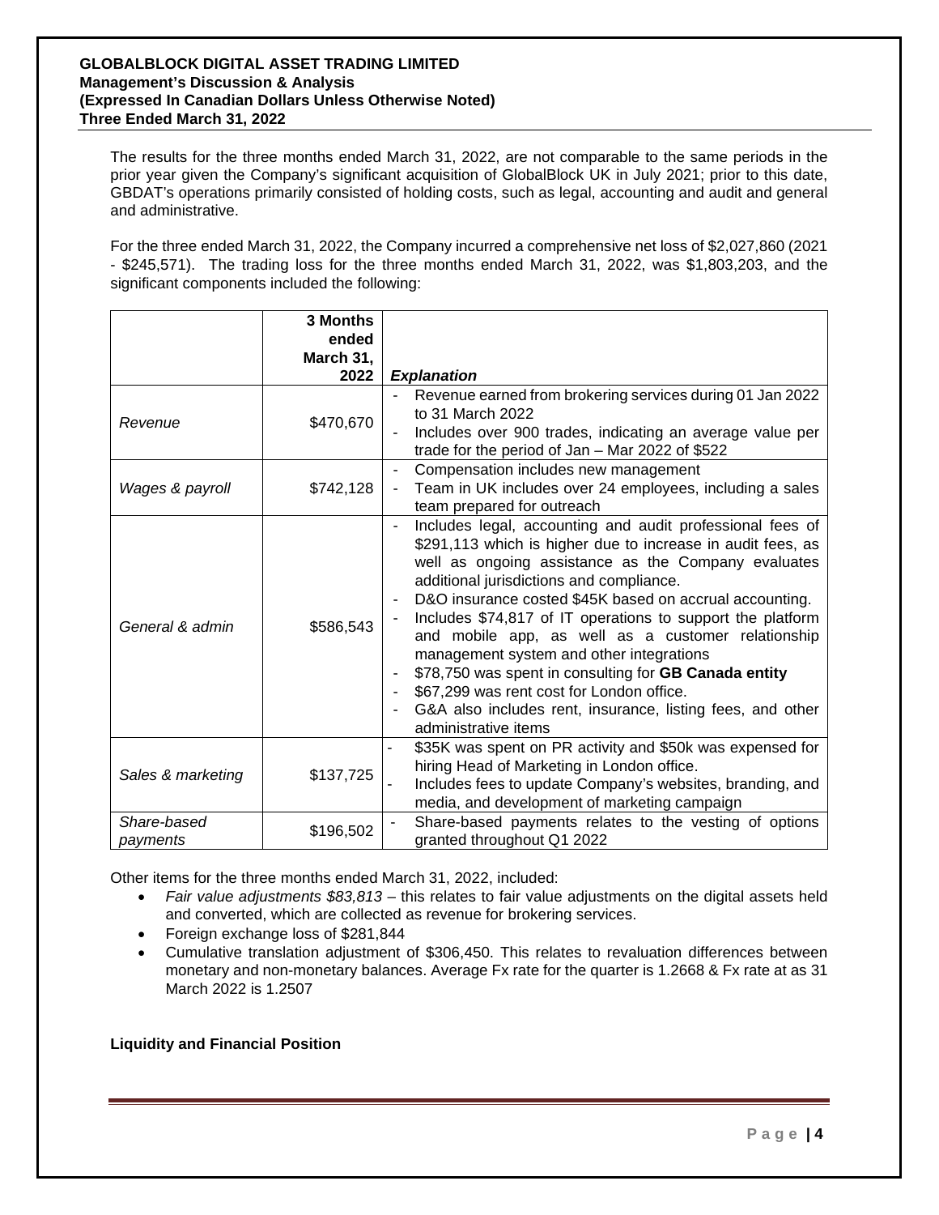The results for the three months ended March 31, 2022, are not comparable to the same periods in the prior year given the Company's significant acquisition of GlobalBlock UK in July 2021; prior to this date, GBDAT's operations primarily consisted of holding costs, such as legal, accounting and audit and general and administrative.

For the three ended March 31, 2022, the Company incurred a comprehensive net loss of $2,027,860 (2021 - $245,571). The trading loss for the three months ended March 31, 2022, was $1,803,203, and the significant components included the following:

| | **3 Months ended March 31, 2022** | ***Explanation*** |
|---|---|---|
| *Revenue* | $470,670 | - Revenue earned from brokering services during 01 Jan 2022 to 31 March 2022<br>- Includes over 900 trades, indicating an average value per trade for the period of Jan – Mar 2022 of $522 |
| *Wages & payroll* | $742,128 | - Compensation includes new management<br>- Team in UK includes over 24 employees, including a sales team prepared for outreach |
| *General & admin* | $586,543 | - Includes legal, accounting and audit professional fees of $291,113 which is higher due to increase in audit fees, as well as ongoing assistance as the Company evaluates additional jurisdictions and compliance.<br>- D&O insurance costed $45K based on accrual accounting.<br>- Includes $74,817 of IT operations to support the platform and mobile app, as well as a customer relationship management system and other integrations<br>- $78,750 was spent in consulting for **GB Canada entity**<br>- $67,299 was rent cost for London office.<br>- G&A also includes rent, insurance, listing fees, and other administrative items |
| *Sales & marketing* | $137,725 | - $35K was spent on PR activity and $50k was expensed for hiring Head of Marketing in London office.<br>- Includes fees to update Company's websites, branding, and media, and development of marketing campaign |
| *Share-based payments* | $196,502 | - Share-based payments relates to the vesting of options granted throughout Q1 2022 |

Other items for the three months ended March 31, 2022, included:

- *Fair value adjustments $83,813* – this relates to fair value adjustments on the digital assets held and converted, which are collected as revenue for brokering services.
- Foreign exchange loss of $281,844
- Cumulative translation adjustment of $306,450. This relates to revaluation differences between monetary and non-monetary balances. Average Fx rate for the quarter is 1.2668 & Fx rate at as 31 March 2022 is 1.2507

**Liquidity and Financial Position**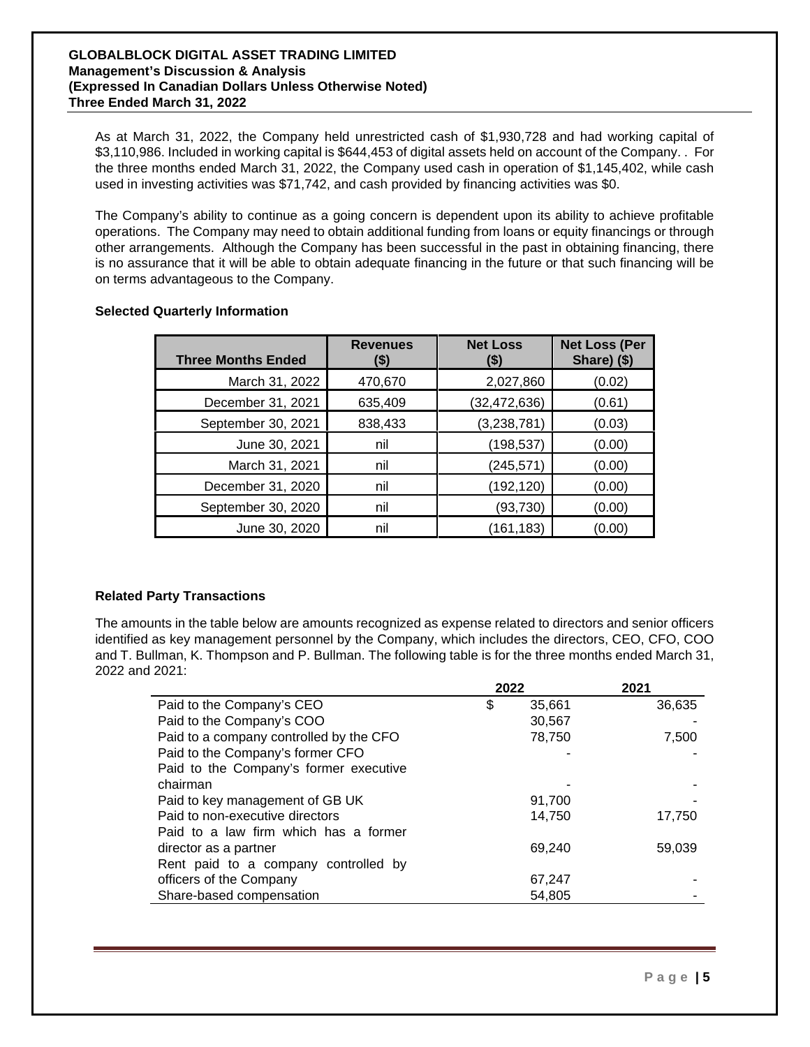As at March 31, 2022, the Company held unrestricted cash of $1,930,728 and had working capital of $3,110,986. Included in working capital is $644,453 of digital assets held on account of the Company. . For the three months ended March 31, 2022, the Company used cash in operation of $1,145,402, while cash used in investing activities was $71,742, and cash provided by financing activities was $0.

The Company's ability to continue as a going concern is dependent upon its ability to achieve profitable operations. The Company may need to obtain additional funding from loans or equity financings or through other arrangements. Although the Company has been successful in the past in obtaining financing, there is no assurance that it will be able to obtain adequate financing in the future or that such financing will be on terms advantageous to the Company.

**Selected Quarterly Information**

| Three Months Ended | Revenues ($) | Net Loss ($) | Net Loss (Per Share) ($) |
|---|---|---|---|
| March 31, 2022 | 470,670 | 2,027,860 | (0.02) |
| December 31, 2021 | 635,409 | (32,472,636) | (0.61) |
| September 30, 2021 | 838,433 | (3,238,781) | (0.03) |
| June 30, 2021 | nil | (198,537) | (0.00) |
| March 31, 2021 | nil | (245,571) | (0.00) |
| December 31, 2020 | nil | (192,120) | (0.00) |
| September 30, 2020 | nil | (93,730) | (0.00) |
| June 30, 2020 | nil | (161,183) | (0.00) |

**Related Party Transactions**

The amounts in the table below are amounts recognized as expense related to directors and senior officers identified as key management personnel by the Company, which includes the directors, CEO, CFO, COO and T. Bullman, K. Thompson and P. Bullman. The following table is for the three months ended March 31, 2022 and 2021:

| | 2022 | 2021 |
|---|---|---|
| Paid to the Company's CEO | $ 35,661 | 36,635 |
| Paid to the Company's COO | 30,567 | - |
| Paid to a company controlled by the CFO | 78,750 | 7,500 |
| Paid to the Company's former CFO | - | - |
| Paid to the Company's former executive chairman | - | - |
| Paid to key management of GB UK | 91,700 | - |
| Paid to non-executive directors | 14,750 | 17,750 |
| Paid to a law firm which has a former director as a partner | 69,240 | 59,039 |
| Rent paid to a company controlled by officers of the Company | 67,247 | - |
| Share-based compensation | 54,805 | - |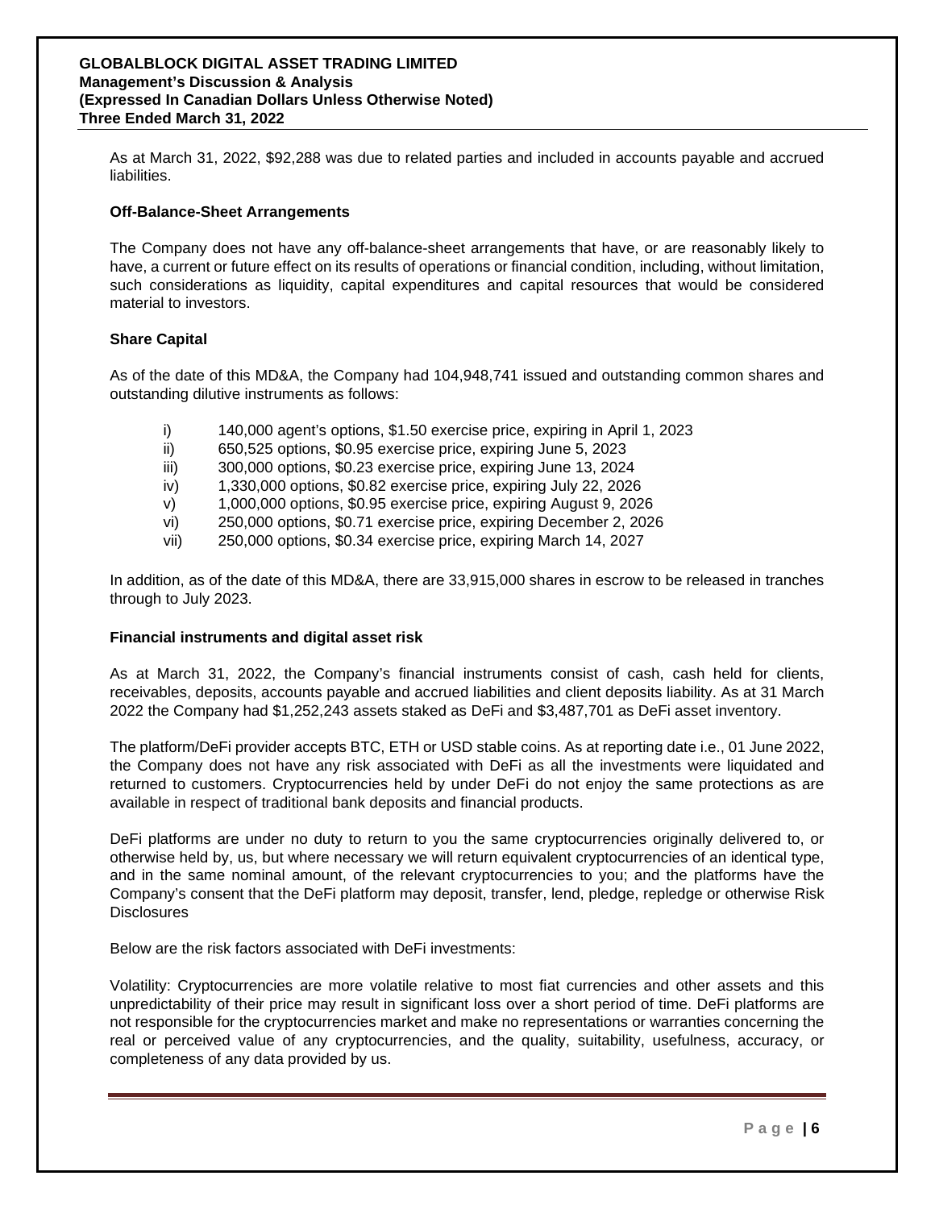As at March 31, 2022, $92,288 was due to related parties and included in accounts payable and accrued liabilities.

**Off-Balance-Sheet Arrangements**

The Company does not have any off-balance-sheet arrangements that have, or are reasonably likely to have, a current or future effect on its results of operations or financial condition, including, without limitation, such considerations as liquidity, capital expenditures and capital resources that would be considered material to investors.

**Share Capital**

As of the date of this MD&A, the Company had 104,948,741 issued and outstanding common shares and outstanding dilutive instruments as follows:

i) 140,000 agent's options, $1.50 exercise price, expiring in April 1, 2023
ii) 650,525 options, $0.95 exercise price, expiring June 5, 2023
iii) 300,000 options, $0.23 exercise price, expiring June 13, 2024
iv) 1,330,000 options, $0.82 exercise price, expiring July 22, 2026
v) 1,000,000 options, $0.95 exercise price, expiring August 9, 2026
vi) 250,000 options, $0.71 exercise price, expiring December 2, 2026
vii) 250,000 options, $0.34 exercise price, expiring March 14, 2027

In addition, as of the date of this MD&A, there are 33,915,000 shares in escrow to be released in tranches through to July 2023.

**Financial instruments and digital asset risk**

As at March 31, 2022, the Company's financial instruments consist of cash, cash held for clients, receivables, deposits, accounts payable and accrued liabilities and client deposits liability. As at 31 March 2022 the Company had $1,252,243 assets staked as DeFi and $3,487,701 as DeFi asset inventory.

The platform/DeFi provider accepts BTC, ETH or USD stable coins. As at reporting date i.e., 01 June 2022, the Company does not have any risk associated with DeFi as all the investments were liquidated and returned to customers. Cryptocurrencies held by under DeFi do not enjoy the same protections as are available in respect of traditional bank deposits and financial products.

DeFi platforms are under no duty to return to you the same cryptocurrencies originally delivered to, or otherwise held by, us, but where necessary we will return equivalent cryptocurrencies of an identical type, and in the same nominal amount, of the relevant cryptocurrencies to you; and the platforms have the Company's consent that the DeFi platform may deposit, transfer, lend, pledge, repledge or otherwise Risk Disclosures

Below are the risk factors associated with DeFi investments:

Volatility: Cryptocurrencies are more volatile relative to most fiat currencies and other assets and this unpredictability of their price may result in significant loss over a short period of time. DeFi platforms are not responsible for the cryptocurrencies market and make no representations or warranties concerning the real or perceived value of any cryptocurrencies, and the quality, suitability, usefulness, accuracy, or completeness of any data provided by us.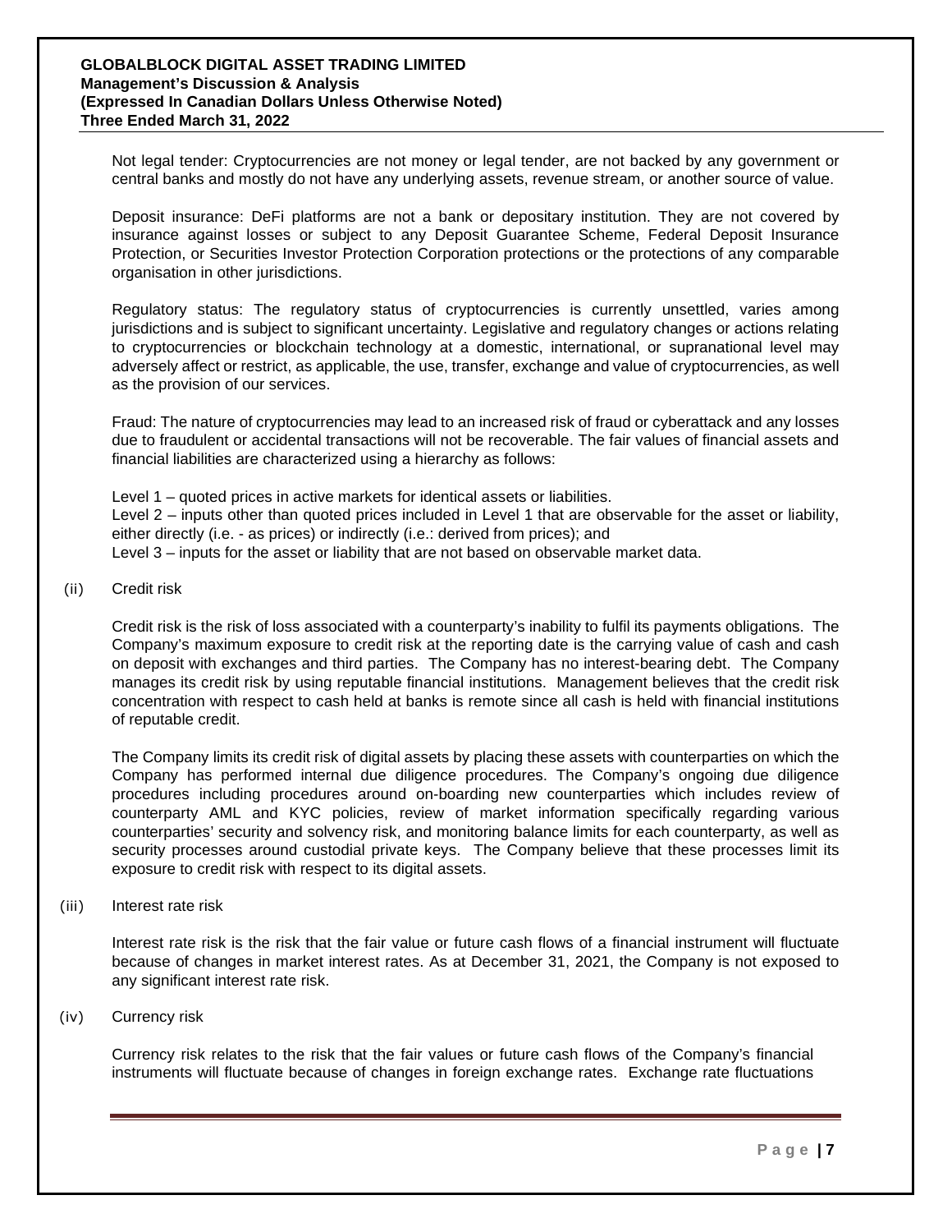Not legal tender: Cryptocurrencies are not money or legal tender, are not backed by any government or central banks and mostly do not have any underlying assets, revenue stream, or another source of value.

Deposit insurance: DeFi platforms are not a bank or depositary institution. They are not covered by insurance against losses or subject to any Deposit Guarantee Scheme, Federal Deposit Insurance Protection, or Securities Investor Protection Corporation protections or the protections of any comparable organisation in other jurisdictions.

Regulatory status: The regulatory status of cryptocurrencies is currently unsettled, varies among jurisdictions and is subject to significant uncertainty. Legislative and regulatory changes or actions relating to cryptocurrencies or blockchain technology at a domestic, international, or supranational level may adversely affect or restrict, as applicable, the use, transfer, exchange and value of cryptocurrencies, as well as the provision of our services.

Fraud: The nature of cryptocurrencies may lead to an increased risk of fraud or cyberattack and any losses due to fraudulent or accidental transactions will not be recoverable. The fair values of financial assets and financial liabilities are characterized using a hierarchy as follows:

Level 1 – quoted prices in active markets for identical assets or liabilities.
Level 2 – inputs other than quoted prices included in Level 1 that are observable for the asset or liability, either directly (i.e. - as prices) or indirectly (i.e.: derived from prices); and
Level 3 – inputs for the asset or liability that are not based on observable market data.

(ii) Credit risk

Credit risk is the risk of loss associated with a counterparty's inability to fulfil its payments obligations. The Company's maximum exposure to credit risk at the reporting date is the carrying value of cash and cash on deposit with exchanges and third parties. The Company has no interest-bearing debt. The Company manages its credit risk by using reputable financial institutions. Management believes that the credit risk concentration with respect to cash held at banks is remote since all cash is held with financial institutions of reputable credit.

The Company limits its credit risk of digital assets by placing these assets with counterparties on which the Company has performed internal due diligence procedures. The Company's ongoing due diligence procedures including procedures around on-boarding new counterparties which includes review of counterparty AML and KYC policies, review of market information specifically regarding various counterparties' security and solvency risk, and monitoring balance limits for each counterparty, as well as security processes around custodial private keys. The Company believe that these processes limit its exposure to credit risk with respect to its digital assets.

(iii) Interest rate risk

Interest rate risk is the risk that the fair value or future cash flows of a financial instrument will fluctuate because of changes in market interest rates. As at December 31, 2021, the Company is not exposed to any significant interest rate risk.

(iv) Currency risk

Currency risk relates to the risk that the fair values or future cash flows of the Company's financial instruments will fluctuate because of changes in foreign exchange rates. Exchange rate fluctuations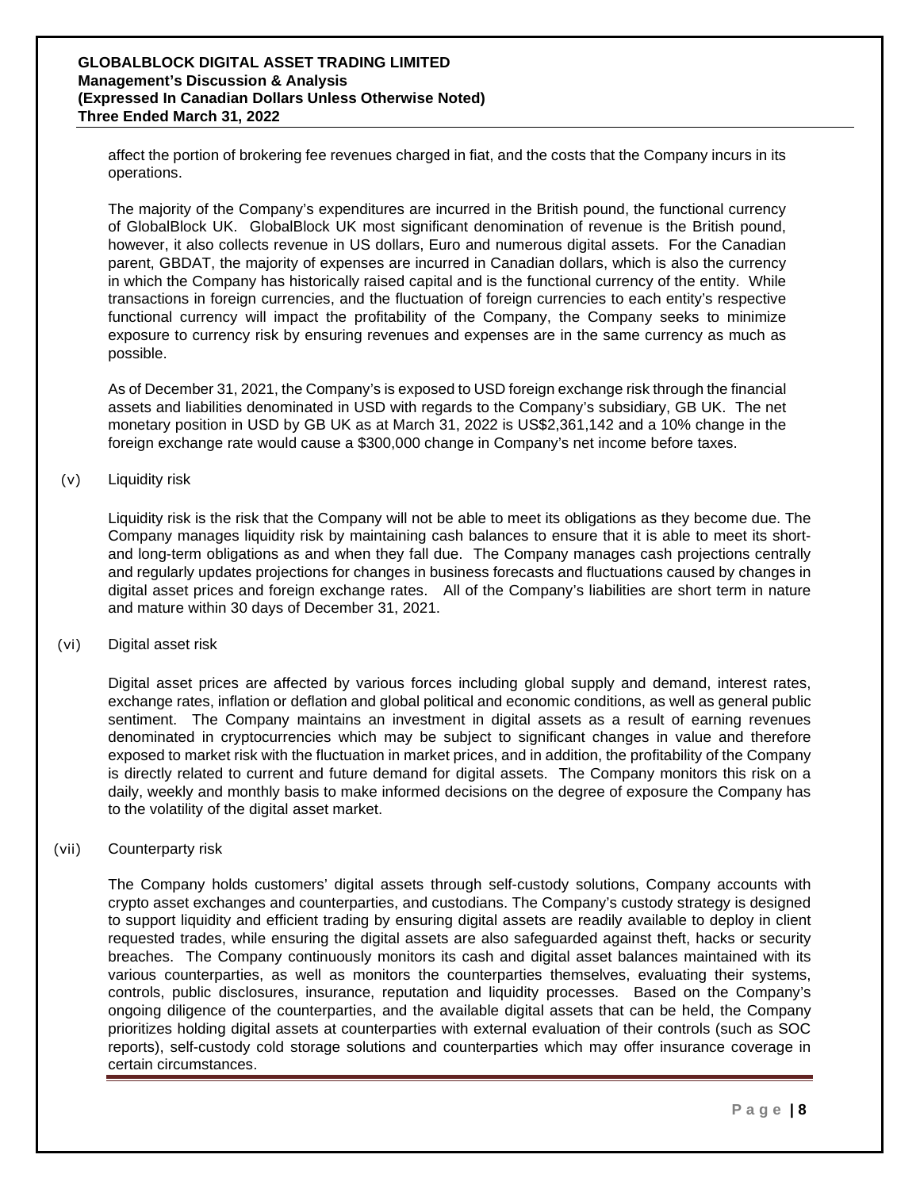affect the portion of brokering fee revenues charged in fiat, and the costs that the Company incurs in its operations.

The majority of the Company's expenditures are incurred in the British pound, the functional currency of GlobalBlock UK. GlobalBlock UK most significant denomination of revenue is the British pound, however, it also collects revenue in US dollars, Euro and numerous digital assets. For the Canadian parent, GBDAT, the majority of expenses are incurred in Canadian dollars, which is also the currency in which the Company has historically raised capital and is the functional currency of the entity. While transactions in foreign currencies, and the fluctuation of foreign currencies to each entity's respective functional currency will impact the profitability of the Company, the Company seeks to minimize exposure to currency risk by ensuring revenues and expenses are in the same currency as much as possible.

As of December 31, 2021, the Company's is exposed to USD foreign exchange risk through the financial assets and liabilities denominated in USD with regards to the Company's subsidiary, GB UK. The net monetary position in USD by GB UK as at March 31, 2022 is US$2,361,142 and a 10% change in the foreign exchange rate would cause a $300,000 change in Company's net income before taxes.

(v) Liquidity risk

Liquidity risk is the risk that the Company will not be able to meet its obligations as they become due. The Company manages liquidity risk by maintaining cash balances to ensure that it is able to meet its short- and long-term obligations as and when they fall due. The Company manages cash projections centrally and regularly updates projections for changes in business forecasts and fluctuations caused by changes in digital asset prices and foreign exchange rates. All of the Company's liabilities are short term in nature and mature within 30 days of December 31, 2021.

(vi) Digital asset risk

Digital asset prices are affected by various forces including global supply and demand, interest rates, exchange rates, inflation or deflation and global political and economic conditions, as well as general public sentiment. The Company maintains an investment in digital assets as a result of earning revenues denominated in cryptocurrencies which may be subject to significant changes in value and therefore exposed to market risk with the fluctuation in market prices, and in addition, the profitability of the Company is directly related to current and future demand for digital assets. The Company monitors this risk on a daily, weekly and monthly basis to make informed decisions on the degree of exposure the Company has to the volatility of the digital asset market.

(vii) Counterparty risk

The Company holds customers' digital assets through self-custody solutions, Company accounts with crypto asset exchanges and counterparties, and custodians. The Company's custody strategy is designed to support liquidity and efficient trading by ensuring digital assets are readily available to deploy in client requested trades, while ensuring the digital assets are also safeguarded against theft, hacks or security breaches. The Company continuously monitors its cash and digital asset balances maintained with its various counterparties, as well as monitors the counterparties themselves, evaluating their systems, controls, public disclosures, insurance, reputation and liquidity processes. Based on the Company's ongoing diligence of the counterparties, and the available digital assets that can be held, the Company prioritizes holding digital assets at counterparties with external evaluation of their controls (such as SOC reports), self-custody cold storage solutions and counterparties which may offer insurance coverage in certain circumstances.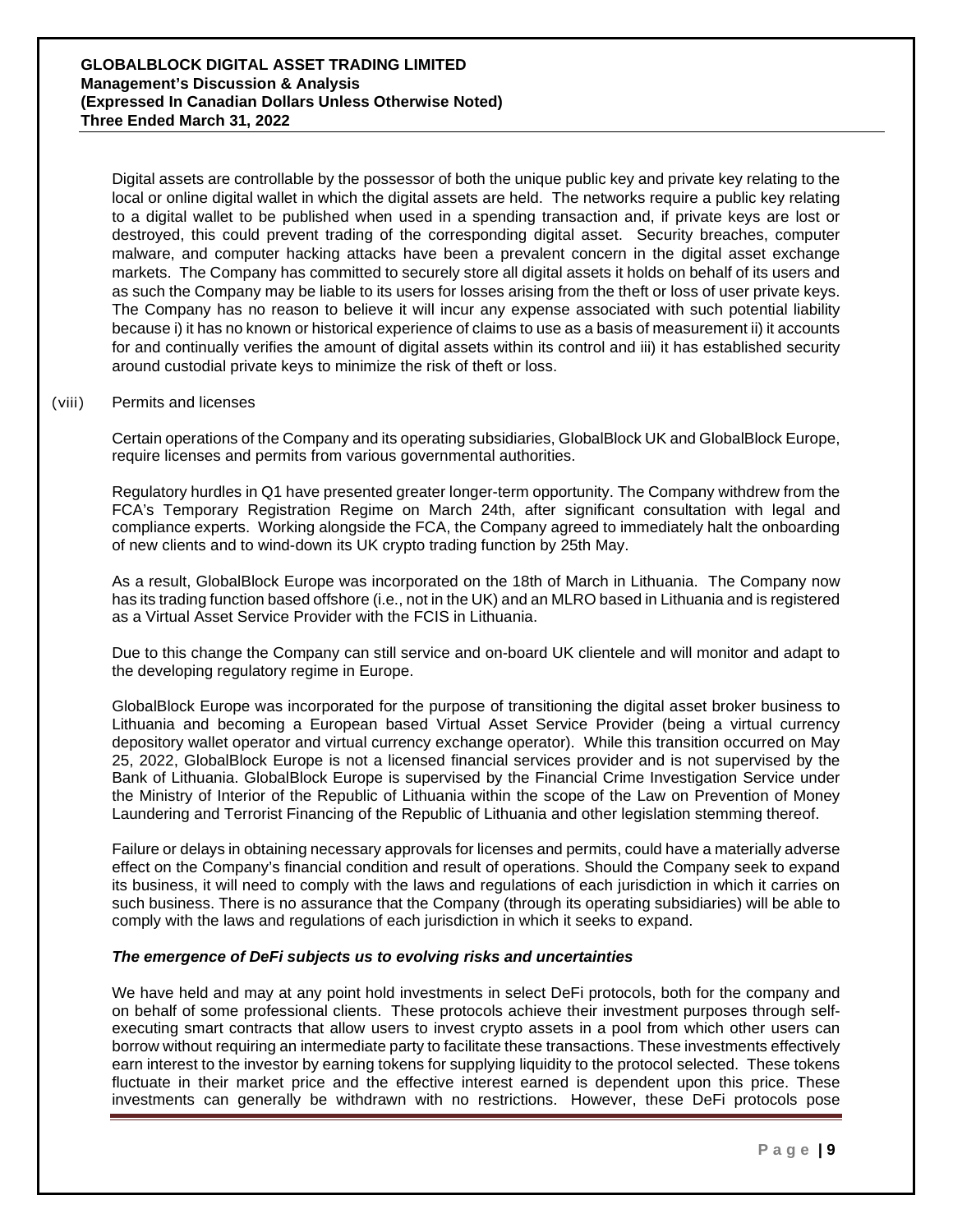Digital assets are controllable by the possessor of both the unique public key and private key relating to the local or online digital wallet in which the digital assets are held. The networks require a public key relating to a digital wallet to be published when used in a spending transaction and, if private keys are lost or destroyed, this could prevent trading of the corresponding digital asset. Security breaches, computer malware, and computer hacking attacks have been a prevalent concern in the digital asset exchange markets. The Company has committed to securely store all digital assets it holds on behalf of its users and as such the Company may be liable to its users for losses arising from the theft or loss of user private keys. The Company has no reason to believe it will incur any expense associated with such potential liability because i) it has no known or historical experience of claims to use as a basis of measurement ii) it accounts for and continually verifies the amount of digital assets within its control and iii) it has established security around custodial private keys to minimize the risk of theft or loss.

(viii) Permits and licenses

Certain operations of the Company and its operating subsidiaries, GlobalBlock UK and GlobalBlock Europe, require licenses and permits from various governmental authorities.

Regulatory hurdles in Q1 have presented greater longer-term opportunity. The Company withdrew from the FCA's Temporary Registration Regime on March 24th, after significant consultation with legal and compliance experts. Working alongside the FCA, the Company agreed to immediately halt the onboarding of new clients and to wind-down its UK crypto trading function by 25th May.

As a result, GlobalBlock Europe was incorporated on the 18th of March in Lithuania. The Company now has its trading function based offshore (i.e., not in the UK) and an MLRO based in Lithuania and is registered as a Virtual Asset Service Provider with the FCIS in Lithuania.

Due to this change the Company can still service and on-board UK clientele and will monitor and adapt to the developing regulatory regime in Europe.

GlobalBlock Europe was incorporated for the purpose of transitioning the digital asset broker business to Lithuania and becoming a European based Virtual Asset Service Provider (being a virtual currency depository wallet operator and virtual currency exchange operator). While this transition occurred on May 25, 2022, GlobalBlock Europe is not a licensed financial services provider and is not supervised by the Bank of Lithuania. GlobalBlock Europe is supervised by the Financial Crime Investigation Service under the Ministry of Interior of the Republic of Lithuania within the scope of the Law on Prevention of Money Laundering and Terrorist Financing of the Republic of Lithuania and other legislation stemming thereof.

Failure or delays in obtaining necessary approvals for licenses and permits, could have a materially adverse effect on the Company's financial condition and result of operations. Should the Company seek to expand its business, it will need to comply with the laws and regulations of each jurisdiction in which it carries on such business. There is no assurance that the Company (through its operating subsidiaries) will be able to comply with the laws and regulations of each jurisdiction in which it seeks to expand.

***The emergence of DeFi subjects us to evolving risks and uncertainties***

We have held and may at any point hold investments in select DeFi protocols, both for the company and on behalf of some professional clients. These protocols achieve their investment purposes through self-executing smart contracts that allow users to invest crypto assets in a pool from which other users can borrow without requiring an intermediate party to facilitate these transactions. These investments effectively earn interest to the investor by earning tokens for supplying liquidity to the protocol selected. These tokens fluctuate in their market price and the effective interest earned is dependent upon this price. These investments can generally be withdrawn with no restrictions. However, these DeFi protocols pose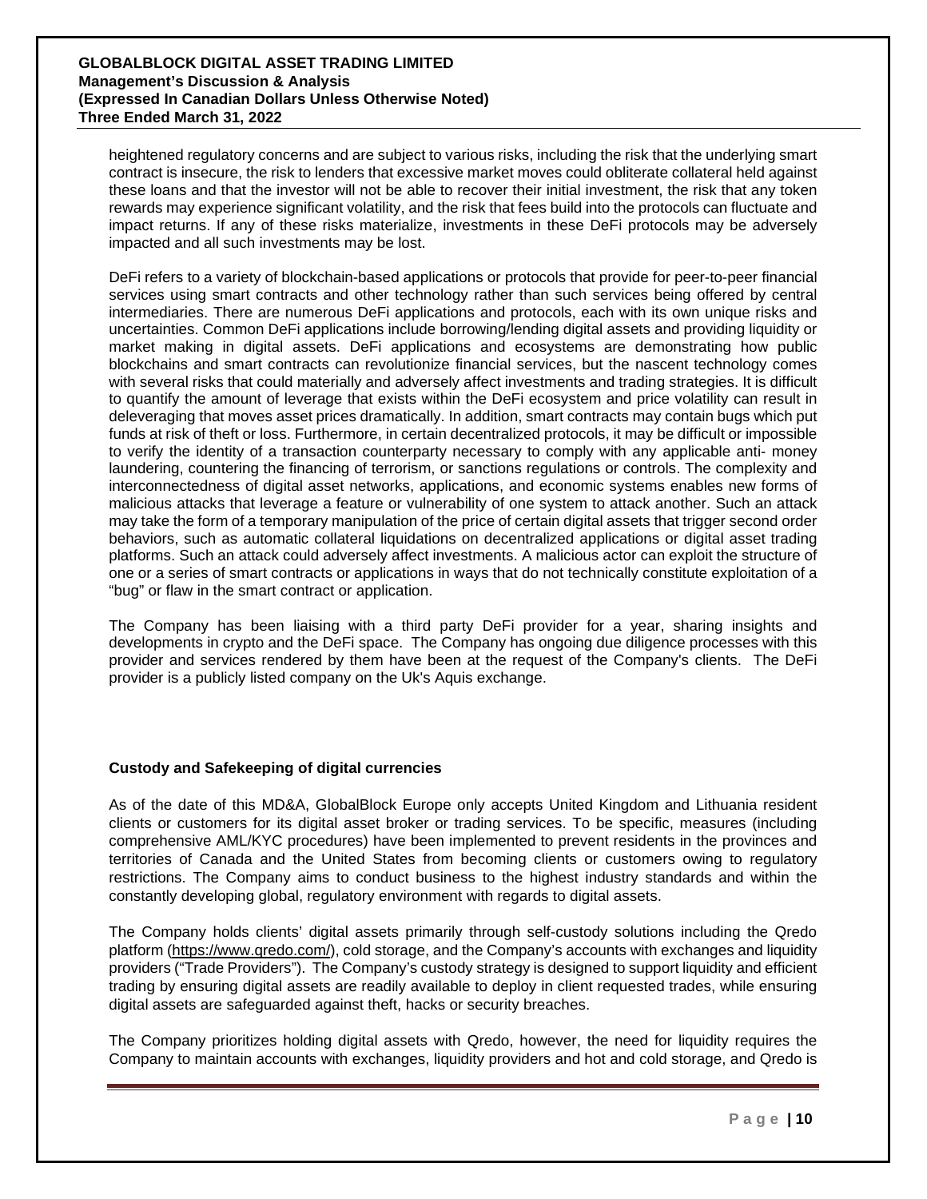heightened regulatory concerns and are subject to various risks, including the risk that the underlying smart contract is insecure, the risk to lenders that excessive market moves could obliterate collateral held against these loans and that the investor will not be able to recover their initial investment, the risk that any token rewards may experience significant volatility, and the risk that fees build into the protocols can fluctuate and impact returns. If any of these risks materialize, investments in these DeFi protocols may be adversely impacted and all such investments may be lost.

DeFi refers to a variety of blockchain-based applications or protocols that provide for peer-to-peer financial services using smart contracts and other technology rather than such services being offered by central intermediaries. There are numerous DeFi applications and protocols, each with its own unique risks and uncertainties. Common DeFi applications include borrowing/lending digital assets and providing liquidity or market making in digital assets. DeFi applications and ecosystems are demonstrating how public blockchains and smart contracts can revolutionize financial services, but the nascent technology comes with several risks that could materially and adversely affect investments and trading strategies. It is difficult to quantify the amount of leverage that exists within the DeFi ecosystem and price volatility can result in deleveraging that moves asset prices dramatically. In addition, smart contracts may contain bugs which put funds at risk of theft or loss. Furthermore, in certain decentralized protocols, it may be difficult or impossible to verify the identity of a transaction counterparty necessary to comply with any applicable anti- money laundering, countering the financing of terrorism, or sanctions regulations or controls. The complexity and interconnectedness of digital asset networks, applications, and economic systems enables new forms of malicious attacks that leverage a feature or vulnerability of one system to attack another. Such an attack may take the form of a temporary manipulation of the price of certain digital assets that trigger second order behaviors, such as automatic collateral liquidations on decentralized applications or digital asset trading platforms. Such an attack could adversely affect investments. A malicious actor can exploit the structure of one or a series of smart contracts or applications in ways that do not technically constitute exploitation of a "bug" or flaw in the smart contract or application.

The Company has been liaising with a third party DeFi provider for a year, sharing insights and developments in crypto and the DeFi space. The Company has ongoing due diligence processes with this provider and services rendered by them have been at the request of the Company's clients. The DeFi provider is a publicly listed company on the Uk's Aquis exchange.

**Custody and Safekeeping of digital currencies**

As of the date of this MD&A, GlobalBlock Europe only accepts United Kingdom and Lithuania resident clients or customers for its digital asset broker or trading services. To be specific, measures (including comprehensive AML/KYC procedures) have been implemented to prevent residents in the provinces and territories of Canada and the United States from becoming clients or customers owing to regulatory restrictions. The Company aims to conduct business to the highest industry standards and within the constantly developing global, regulatory environment with regards to digital assets.

The Company holds clients' digital assets primarily through self-custody solutions including the Qredo platform (https://www.qredo.com/), cold storage, and the Company's accounts with exchanges and liquidity providers ("Trade Providers"). The Company's custody strategy is designed to support liquidity and efficient trading by ensuring digital assets are readily available to deploy in client requested trades, while ensuring digital assets are safeguarded against theft, hacks or security breaches.

The Company prioritizes holding digital assets with Qredo, however, the need for liquidity requires the Company to maintain accounts with exchanges, liquidity providers and hot and cold storage, and Qredo is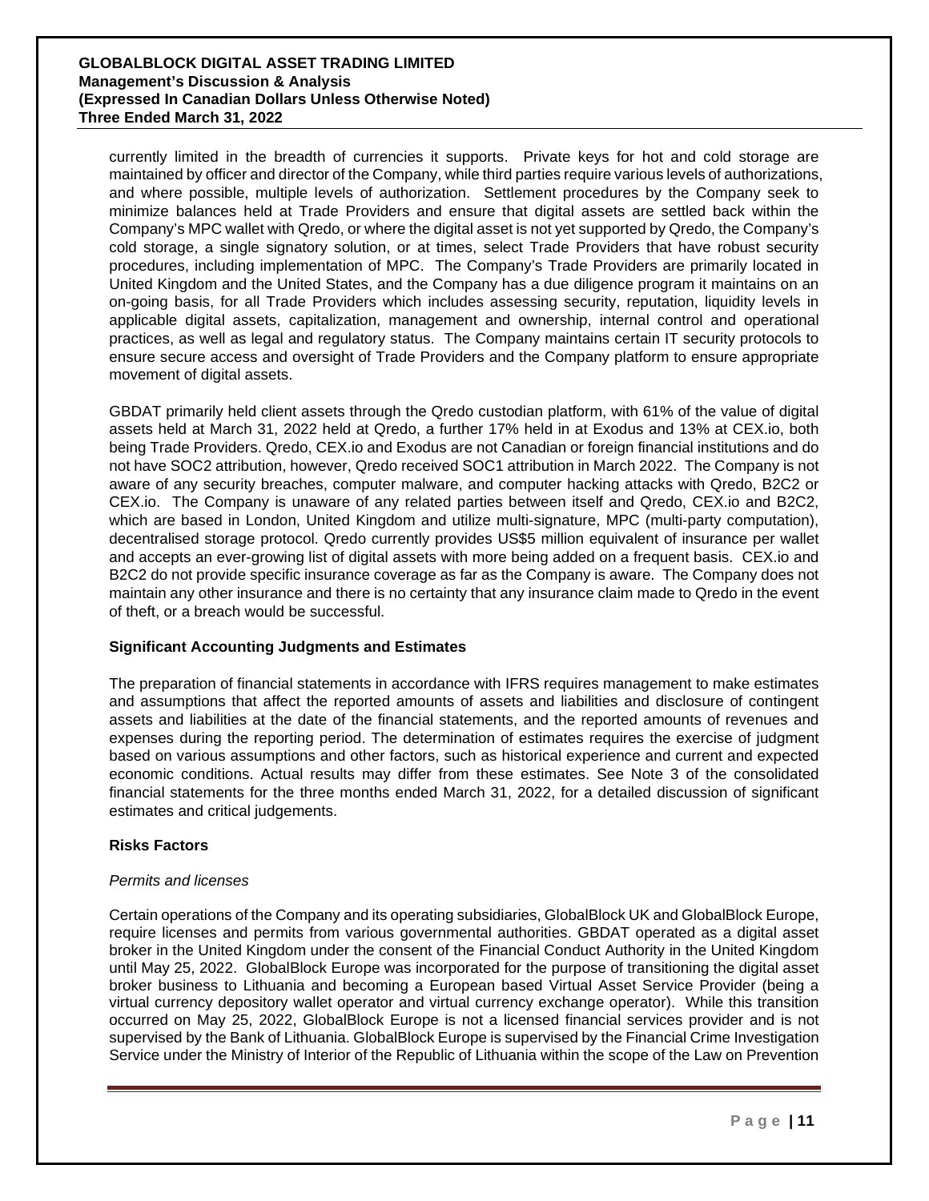currently limited in the breadth of currencies it supports. Private keys for hot and cold storage are maintained by officer and director of the Company, while third parties require various levels of authorizations, and where possible, multiple levels of authorization. Settlement procedures by the Company seek to minimize balances held at Trade Providers and ensure that digital assets are settled back within the Company's MPC wallet with Qredo, or where the digital asset is not yet supported by Qredo, the Company's cold storage, a single signatory solution, or at times, select Trade Providers that have robust security procedures, including implementation of MPC. The Company's Trade Providers are primarily located in United Kingdom and the United States, and the Company has a due diligence program it maintains on an on-going basis, for all Trade Providers which includes assessing security, reputation, liquidity levels in applicable digital assets, capitalization, management and ownership, internal control and operational practices, as well as legal and regulatory status. The Company maintains certain IT security protocols to ensure secure access and oversight of Trade Providers and the Company platform to ensure appropriate movement of digital assets.

GBDAT primarily held client assets through the Qredo custodian platform, with 61% of the value of digital assets held at March 31, 2022 held at Qredo, a further 17% held in at Exodus and 13% at CEX.io, both being Trade Providers. Qredo, CEX.io and Exodus are not Canadian or foreign financial institutions and do not have SOC2 attribution, however, Qredo received SOC1 attribution in March 2022. The Company is not aware of any security breaches, computer malware, and computer hacking attacks with Qredo, B2C2 or CEX.io. The Company is unaware of any related parties between itself and Qredo, CEX.io and B2C2, which are based in London, United Kingdom and utilize multi-signature, MPC (multi-party computation), decentralised storage protocol. Qredo currently provides US$5 million equivalent of insurance per wallet and accepts an ever-growing list of digital assets with more being added on a frequent basis. CEX.io and B2C2 do not provide specific insurance coverage as far as the Company is aware. The Company does not maintain any other insurance and there is no certainty that any insurance claim made to Qredo in the event of theft, or a breach would be successful.

### Significant Accounting Judgments and Estimates

The preparation of financial statements in accordance with IFRS requires management to make estimates and assumptions that affect the reported amounts of assets and liabilities and disclosure of contingent assets and liabilities at the date of the financial statements, and the reported amounts of revenues and expenses during the reporting period. The determination of estimates requires the exercise of judgment based on various assumptions and other factors, such as historical experience and current and expected economic conditions. Actual results may differ from these estimates. See Note 3 of the consolidated financial statements for the three months ended March 31, 2022, for a detailed discussion of significant estimates and critical judgements.

### Risks Factors

*Permits and licenses*

Certain operations of the Company and its operating subsidiaries, GlobalBlock UK and GlobalBlock Europe, require licenses and permits from various governmental authorities. GBDAT operated as a digital asset broker in the United Kingdom under the consent of the Financial Conduct Authority in the United Kingdom until May 25, 2022. GlobalBlock Europe was incorporated for the purpose of transitioning the digital asset broker business to Lithuania and becoming a European based Virtual Asset Service Provider (being a virtual currency depository wallet operator and virtual currency exchange operator). While this transition occurred on May 25, 2022, GlobalBlock Europe is not a licensed financial services provider and is not supervised by the Bank of Lithuania. GlobalBlock Europe is supervised by the Financial Crime Investigation Service under the Ministry of Interior of the Republic of Lithuania within the scope of the Law on Prevention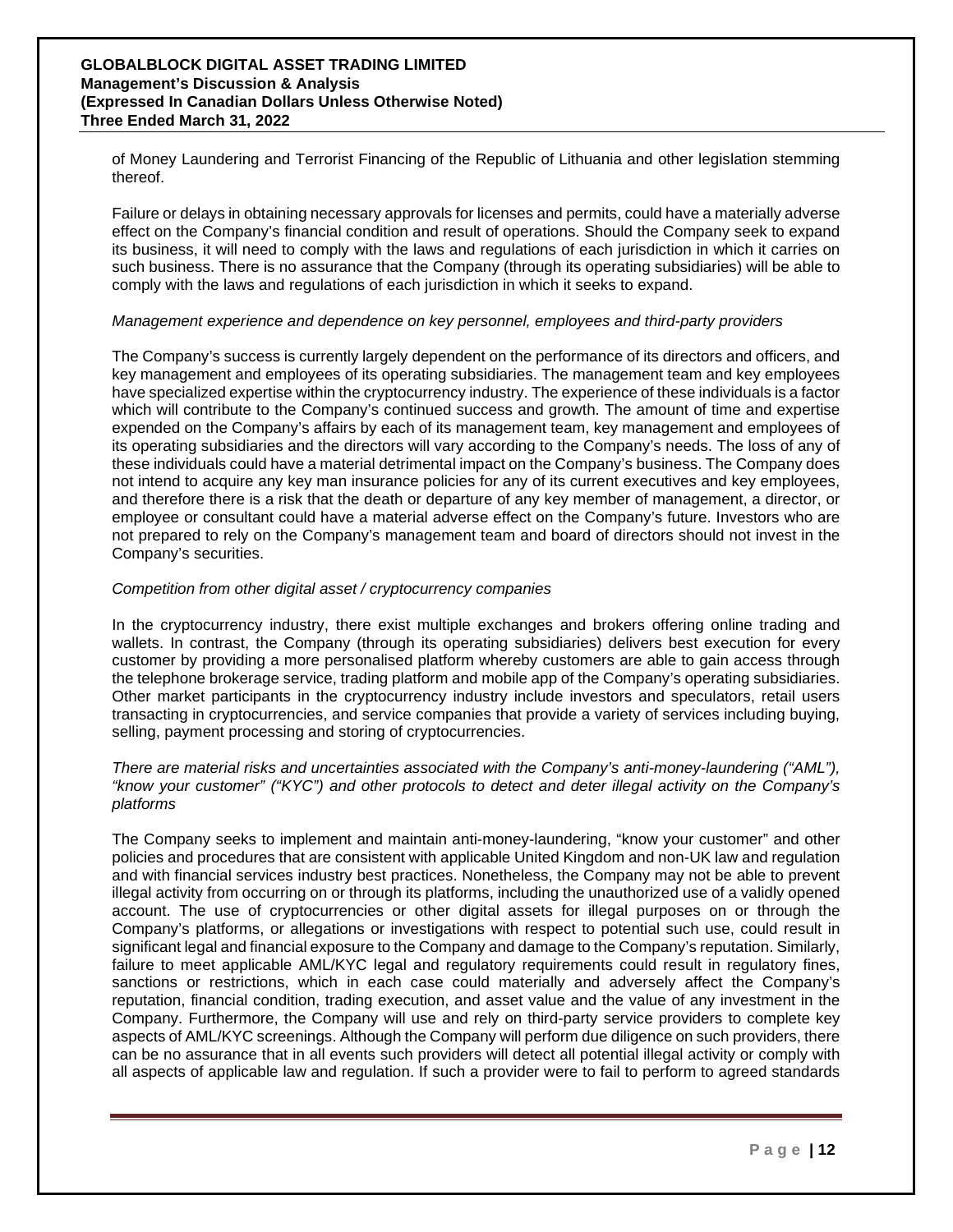of Money Laundering and Terrorist Financing of the Republic of Lithuania and other legislation stemming thereof.

Failure or delays in obtaining necessary approvals for licenses and permits, could have a materially adverse effect on the Company's financial condition and result of operations. Should the Company seek to expand its business, it will need to comply with the laws and regulations of each jurisdiction in which it carries on such business. There is no assurance that the Company (through its operating subsidiaries) will be able to comply with the laws and regulations of each jurisdiction in which it seeks to expand.

*Management experience and dependence on key personnel, employees and third-party providers*

The Company's success is currently largely dependent on the performance of its directors and officers, and key management and employees of its operating subsidiaries. The management team and key employees have specialized expertise within the cryptocurrency industry. The experience of these individuals is a factor which will contribute to the Company's continued success and growth. The amount of time and expertise expended on the Company's affairs by each of its management team, key management and employees of its operating subsidiaries and the directors will vary according to the Company's needs. The loss of any of these individuals could have a material detrimental impact on the Company's business. The Company does not intend to acquire any key man insurance policies for any of its current executives and key employees, and therefore there is a risk that the death or departure of any key member of management, a director, or employee or consultant could have a material adverse effect on the Company's future. Investors who are not prepared to rely on the Company's management team and board of directors should not invest in the Company's securities.

*Competition from other digital asset / cryptocurrency companies*

In the cryptocurrency industry, there exist multiple exchanges and brokers offering online trading and wallets. In contrast, the Company (through its operating subsidiaries) delivers best execution for every customer by providing a more personalised platform whereby customers are able to gain access through the telephone brokerage service, trading platform and mobile app of the Company's operating subsidiaries. Other market participants in the cryptocurrency industry include investors and speculators, retail users transacting in cryptocurrencies, and service companies that provide a variety of services including buying, selling, payment processing and storing of cryptocurrencies.

*There are material risks and uncertainties associated with the Company's anti-money-laundering ("AML"), "know your customer" ("KYC") and other protocols to detect and deter illegal activity on the Company's platforms*

The Company seeks to implement and maintain anti-money-laundering, "know your customer" and other policies and procedures that are consistent with applicable United Kingdom and non-UK law and regulation and with financial services industry best practices. Nonetheless, the Company may not be able to prevent illegal activity from occurring on or through its platforms, including the unauthorized use of a validly opened account. The use of cryptocurrencies or other digital assets for illegal purposes on or through the Company's platforms, or allegations or investigations with respect to potential such use, could result in significant legal and financial exposure to the Company and damage to the Company's reputation. Similarly, failure to meet applicable AML/KYC legal and regulatory requirements could result in regulatory fines, sanctions or restrictions, which in each case could materially and adversely affect the Company's reputation, financial condition, trading execution, and asset value and the value of any investment in the Company. Furthermore, the Company will use and rely on third-party service providers to complete key aspects of AML/KYC screenings. Although the Company will perform due diligence on such providers, there can be no assurance that in all events such providers will detect all potential illegal activity or comply with all aspects of applicable law and regulation. If such a provider were to fail to perform to agreed standards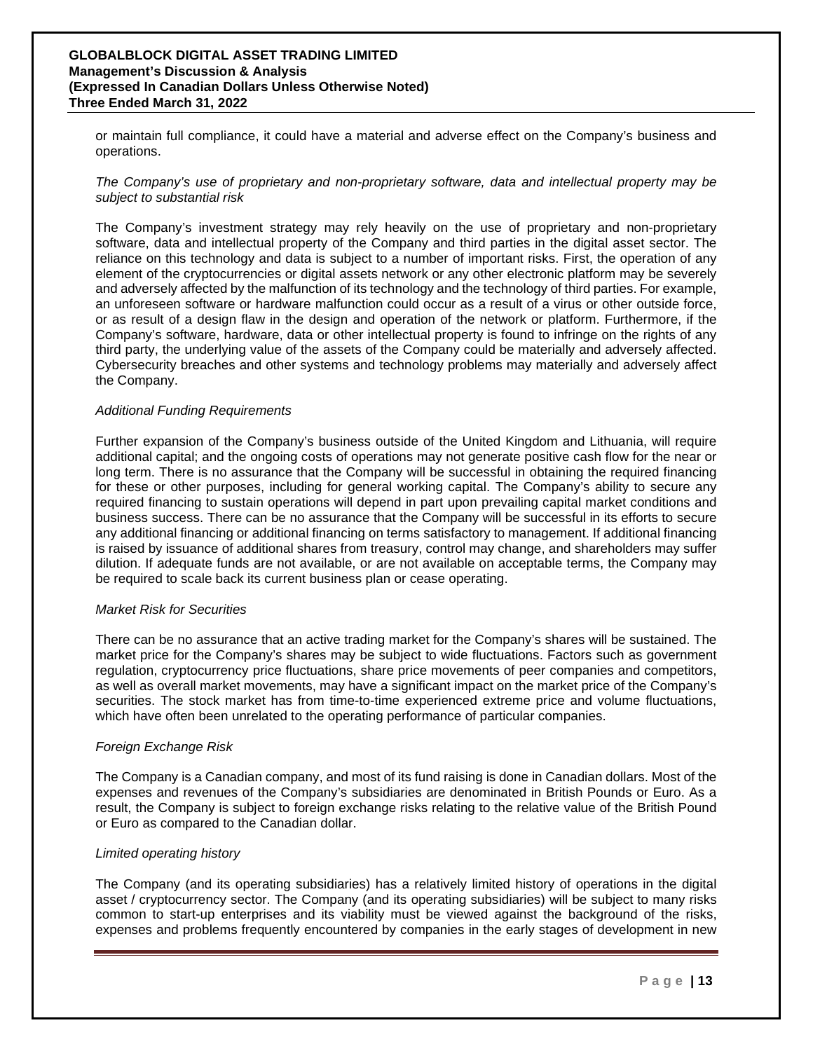or maintain full compliance, it could have a material and adverse effect on the Company's business and operations.

*The Company's use of proprietary and non-proprietary software, data and intellectual property may be subject to substantial risk*

The Company's investment strategy may rely heavily on the use of proprietary and non-proprietary software, data and intellectual property of the Company and third parties in the digital asset sector. The reliance on this technology and data is subject to a number of important risks. First, the operation of any element of the cryptocurrencies or digital assets network or any other electronic platform may be severely and adversely affected by the malfunction of its technology and the technology of third parties. For example, an unforeseen software or hardware malfunction could occur as a result of a virus or other outside force, or as result of a design flaw in the design and operation of the network or platform. Furthermore, if the Company's software, hardware, data or other intellectual property is found to infringe on the rights of any third party, the underlying value of the assets of the Company could be materially and adversely affected. Cybersecurity breaches and other systems and technology problems may materially and adversely affect the Company.

*Additional Funding Requirements*

Further expansion of the Company's business outside of the United Kingdom and Lithuania, will require additional capital; and the ongoing costs of operations may not generate positive cash flow for the near or long term. There is no assurance that the Company will be successful in obtaining the required financing for these or other purposes, including for general working capital. The Company's ability to secure any required financing to sustain operations will depend in part upon prevailing capital market conditions and business success. There can be no assurance that the Company will be successful in its efforts to secure any additional financing or additional financing on terms satisfactory to management. If additional financing is raised by issuance of additional shares from treasury, control may change, and shareholders may suffer dilution. If adequate funds are not available, or are not available on acceptable terms, the Company may be required to scale back its current business plan or cease operating.

*Market Risk for Securities*

There can be no assurance that an active trading market for the Company's shares will be sustained. The market price for the Company's shares may be subject to wide fluctuations. Factors such as government regulation, cryptocurrency price fluctuations, share price movements of peer companies and competitors, as well as overall market movements, may have a significant impact on the market price of the Company's securities. The stock market has from time-to-time experienced extreme price and volume fluctuations, which have often been unrelated to the operating performance of particular companies.

*Foreign Exchange Risk*

The Company is a Canadian company, and most of its fund raising is done in Canadian dollars. Most of the expenses and revenues of the Company's subsidiaries are denominated in British Pounds or Euro. As a result, the Company is subject to foreign exchange risks relating to the relative value of the British Pound or Euro as compared to the Canadian dollar.

*Limited operating history*

The Company (and its operating subsidiaries) has a relatively limited history of operations in the digital asset / cryptocurrency sector. The Company (and its operating subsidiaries) will be subject to many risks common to start-up enterprises and its viability must be viewed against the background of the risks, expenses and problems frequently encountered by companies in the early stages of development in new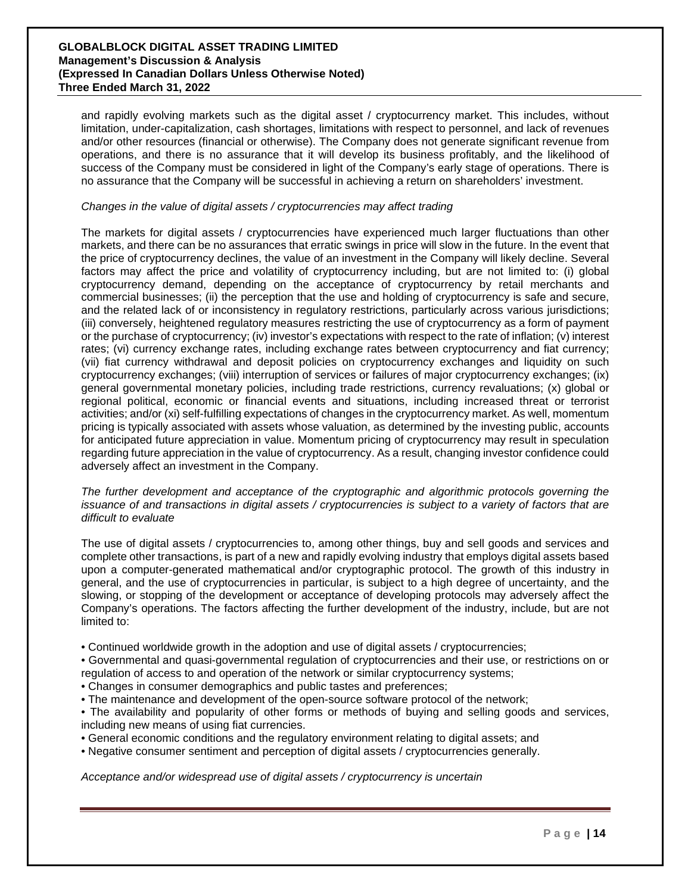and rapidly evolving markets such as the digital asset / cryptocurrency market. This includes, without limitation, under-capitalization, cash shortages, limitations with respect to personnel, and lack of revenues and/or other resources (financial or otherwise). The Company does not generate significant revenue from operations, and there is no assurance that it will develop its business profitably, and the likelihood of success of the Company must be considered in light of the Company's early stage of operations. There is no assurance that the Company will be successful in achieving a return on shareholders' investment.

*Changes in the value of digital assets / cryptocurrencies may affect trading*

The markets for digital assets / cryptocurrencies have experienced much larger fluctuations than other markets, and there can be no assurances that erratic swings in price will slow in the future. In the event that the price of cryptocurrency declines, the value of an investment in the Company will likely decline. Several factors may affect the price and volatility of cryptocurrency including, but are not limited to: (i) global cryptocurrency demand, depending on the acceptance of cryptocurrency by retail merchants and commercial businesses; (ii) the perception that the use and holding of cryptocurrency is safe and secure, and the related lack of or inconsistency in regulatory restrictions, particularly across various jurisdictions; (iii) conversely, heightened regulatory measures restricting the use of cryptocurrency as a form of payment or the purchase of cryptocurrency; (iv) investor's expectations with respect to the rate of inflation; (v) interest rates; (vi) currency exchange rates, including exchange rates between cryptocurrency and fiat currency; (vii) fiat currency withdrawal and deposit policies on cryptocurrency exchanges and liquidity on such cryptocurrency exchanges; (viii) interruption of services or failures of major cryptocurrency exchanges; (ix) general governmental monetary policies, including trade restrictions, currency revaluations; (x) global or regional political, economic or financial events and situations, including increased threat or terrorist activities; and/or (xi) self-fulfilling expectations of changes in the cryptocurrency market. As well, momentum pricing is typically associated with assets whose valuation, as determined by the investing public, accounts for anticipated future appreciation in value. Momentum pricing of cryptocurrency may result in speculation regarding future appreciation in the value of cryptocurrency. As a result, changing investor confidence could adversely affect an investment in the Company.

*The further development and acceptance of the cryptographic and algorithmic protocols governing the issuance of and transactions in digital assets / cryptocurrencies is subject to a variety of factors that are difficult to evaluate*

The use of digital assets / cryptocurrencies to, among other things, buy and sell goods and services and complete other transactions, is part of a new and rapidly evolving industry that employs digital assets based upon a computer-generated mathematical and/or cryptographic protocol. The growth of this industry in general, and the use of cryptocurrencies in particular, is subject to a high degree of uncertainty, and the slowing, or stopping of the development or acceptance of developing protocols may adversely affect the Company's operations. The factors affecting the further development of the industry, include, but are not limited to:

- Continued worldwide growth in the adoption and use of digital assets / cryptocurrencies;
- Governmental and quasi-governmental regulation of cryptocurrencies and their use, or restrictions on or regulation of access to and operation of the network or similar cryptocurrency systems;
- Changes in consumer demographics and public tastes and preferences;
- The maintenance and development of the open-source software protocol of the network;
- The availability and popularity of other forms or methods of buying and selling goods and services, including new means of using fiat currencies.
- General economic conditions and the regulatory environment relating to digital assets; and
- Negative consumer sentiment and perception of digital assets / cryptocurrencies generally.

*Acceptance and/or widespread use of digital assets / cryptocurrency is uncertain*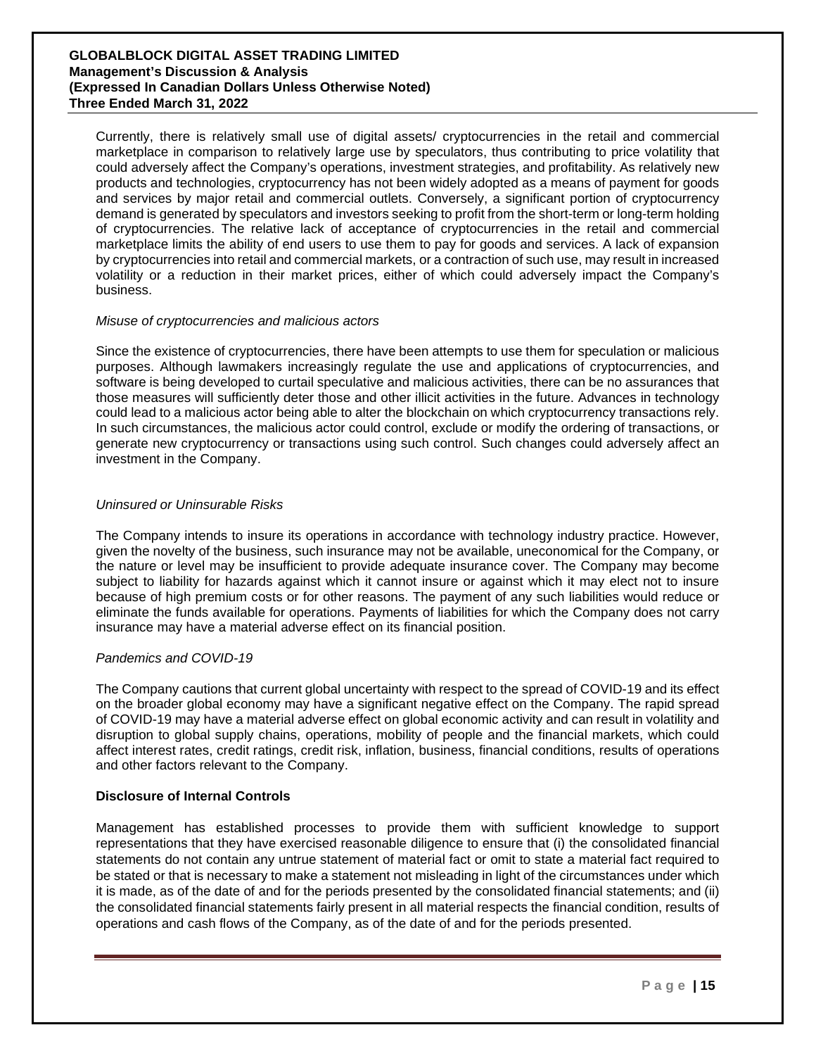Currently, there is relatively small use of digital assets/ cryptocurrencies in the retail and commercial marketplace in comparison to relatively large use by speculators, thus contributing to price volatility that could adversely affect the Company's operations, investment strategies, and profitability. As relatively new products and technologies, cryptocurrency has not been widely adopted as a means of payment for goods and services by major retail and commercial outlets. Conversely, a significant portion of cryptocurrency demand is generated by speculators and investors seeking to profit from the short-term or long-term holding of cryptocurrencies. The relative lack of acceptance of cryptocurrencies in the retail and commercial marketplace limits the ability of end users to use them to pay for goods and services. A lack of expansion by cryptocurrencies into retail and commercial markets, or a contraction of such use, may result in increased volatility or a reduction in their market prices, either of which could adversely impact the Company's business.

*Misuse of cryptocurrencies and malicious actors*

Since the existence of cryptocurrencies, there have been attempts to use them for speculation or malicious purposes. Although lawmakers increasingly regulate the use and applications of cryptocurrencies, and software is being developed to curtail speculative and malicious activities, there can be no assurances that those measures will sufficiently deter those and other illicit activities in the future. Advances in technology could lead to a malicious actor being able to alter the blockchain on which cryptocurrency transactions rely. In such circumstances, the malicious actor could control, exclude or modify the ordering of transactions, or generate new cryptocurrency or transactions using such control. Such changes could adversely affect an investment in the Company.

*Uninsured or Uninsurable Risks*

The Company intends to insure its operations in accordance with technology industry practice. However, given the novelty of the business, such insurance may not be available, uneconomical for the Company, or the nature or level may be insufficient to provide adequate insurance cover. The Company may become subject to liability for hazards against which it cannot insure or against which it may elect not to insure because of high premium costs or for other reasons. The payment of any such liabilities would reduce or eliminate the funds available for operations. Payments of liabilities for which the Company does not carry insurance may have a material adverse effect on its financial position.

*Pandemics and COVID-19*

The Company cautions that current global uncertainty with respect to the spread of COVID-19 and its effect on the broader global economy may have a significant negative effect on the Company. The rapid spread of COVID-19 may have a material adverse effect on global economic activity and can result in volatility and disruption to global supply chains, operations, mobility of people and the financial markets, which could affect interest rates, credit ratings, credit risk, inflation, business, financial conditions, results of operations and other factors relevant to the Company.

**Disclosure of Internal Controls**

Management has established processes to provide them with sufficient knowledge to support representations that they have exercised reasonable diligence to ensure that (i) the consolidated financial statements do not contain any untrue statement of material fact or omit to state a material fact required to be stated or that is necessary to make a statement not misleading in light of the circumstances under which it is made, as of the date of and for the periods presented by the consolidated financial statements; and (ii) the consolidated financial statements fairly present in all material respects the financial condition, results of operations and cash flows of the Company, as of the date of and for the periods presented.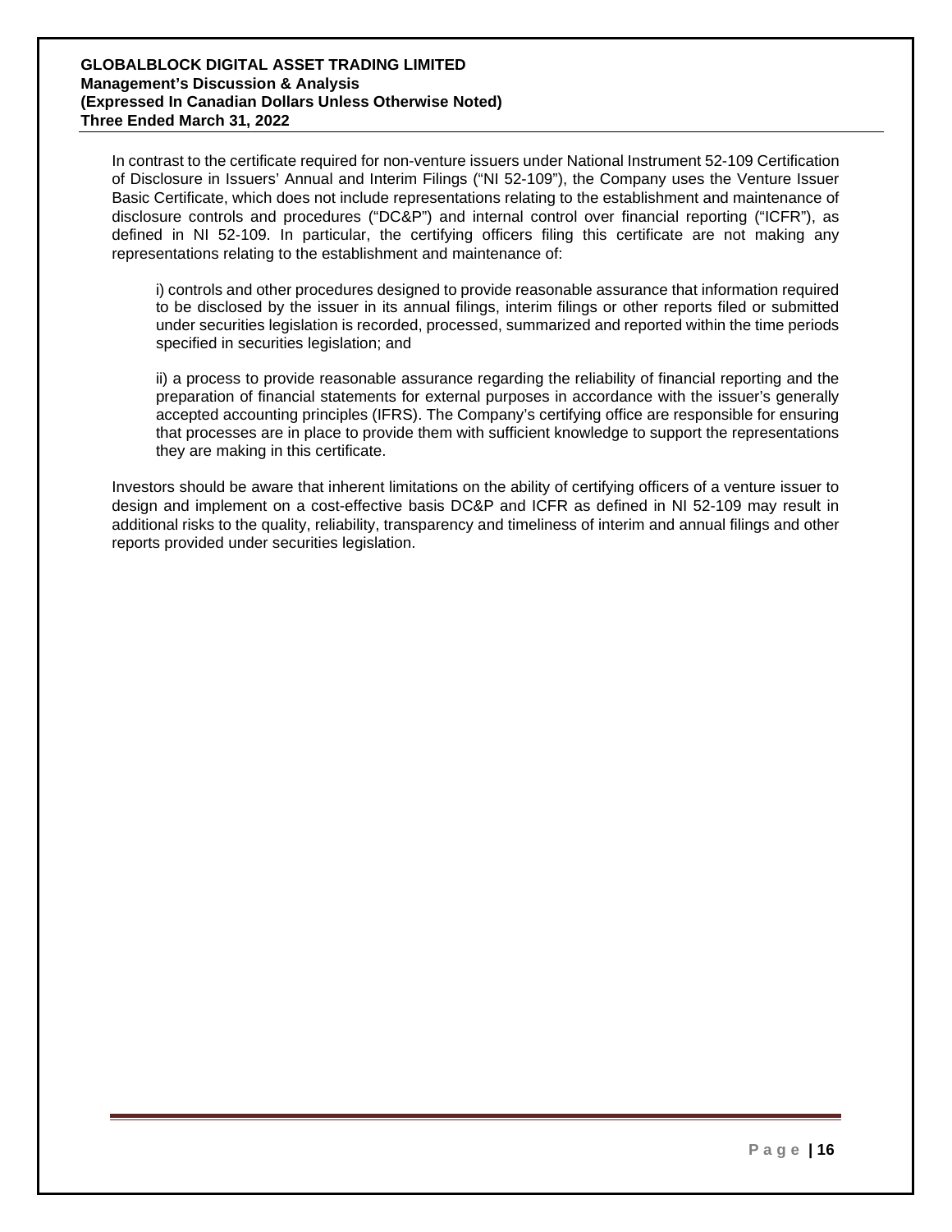In contrast to the certificate required for non-venture issuers under National Instrument 52-109 Certification of Disclosure in Issuers' Annual and Interim Filings ("NI 52-109"), the Company uses the Venture Issuer Basic Certificate, which does not include representations relating to the establishment and maintenance of disclosure controls and procedures ("DC&P") and internal control over financial reporting ("ICFR"), as defined in NI 52-109. In particular, the certifying officers filing this certificate are not making any representations relating to the establishment and maintenance of:

i) controls and other procedures designed to provide reasonable assurance that information required to be disclosed by the issuer in its annual filings, interim filings or other reports filed or submitted under securities legislation is recorded, processed, summarized and reported within the time periods specified in securities legislation; and

ii) a process to provide reasonable assurance regarding the reliability of financial reporting and the preparation of financial statements for external purposes in accordance with the issuer's generally accepted accounting principles (IFRS). The Company's certifying office are responsible for ensuring that processes are in place to provide them with sufficient knowledge to support the representations they are making in this certificate.

Investors should be aware that inherent limitations on the ability of certifying officers of a venture issuer to design and implement on a cost-effective basis DC&P and ICFR as defined in NI 52-109 may result in additional risks to the quality, reliability, transparency and timeliness of interim and annual filings and other reports provided under securities legislation.